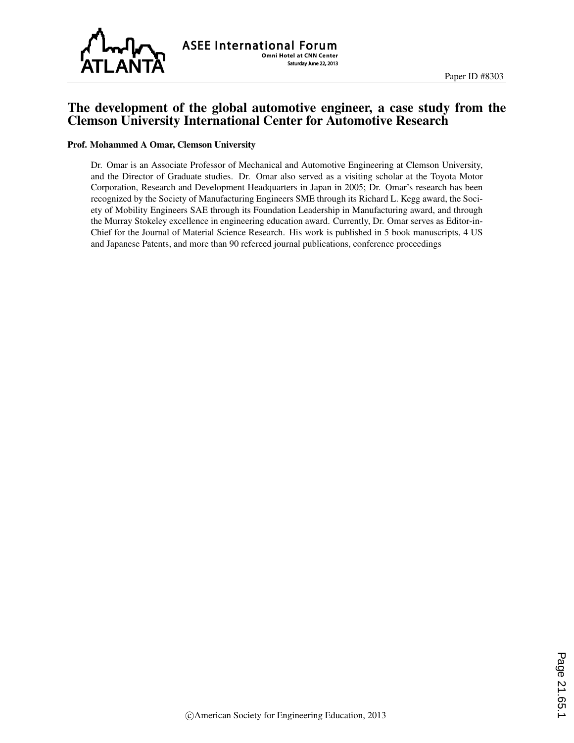# The development of the global automotive engineer, a case study from the Clemson University International Center for Automotive Research

**Prof. Mohammed A Omar, Clemson University**

Dr. Omar is an Associate Professor of Mechanical and Automotive Engineering at Clemson University, and the Director of Graduate studies. Dr. Omar also served as a visiting scholar at the Toyota Motor Corporation, Research and Development Headquarters in Japan in 2005; Dr. Omar's research has been recognized by the Society of Manufacturing Engineers SME through its Richard L. Kegg award, the Society of Mobility Engineers SAE through its Foundation Leadership in Manufacturing award, and through the Murray Stokeley excellence in engineering education award. Currently, Dr. Omar serves as Editor-in-Chief for the Journal of Material Science Research. His work is published in 5 book manuscripts, 4 US and Japanese Patents, and more than 90 refereed journal publications, conference proceedings

©American Society for Engineering Education, 2013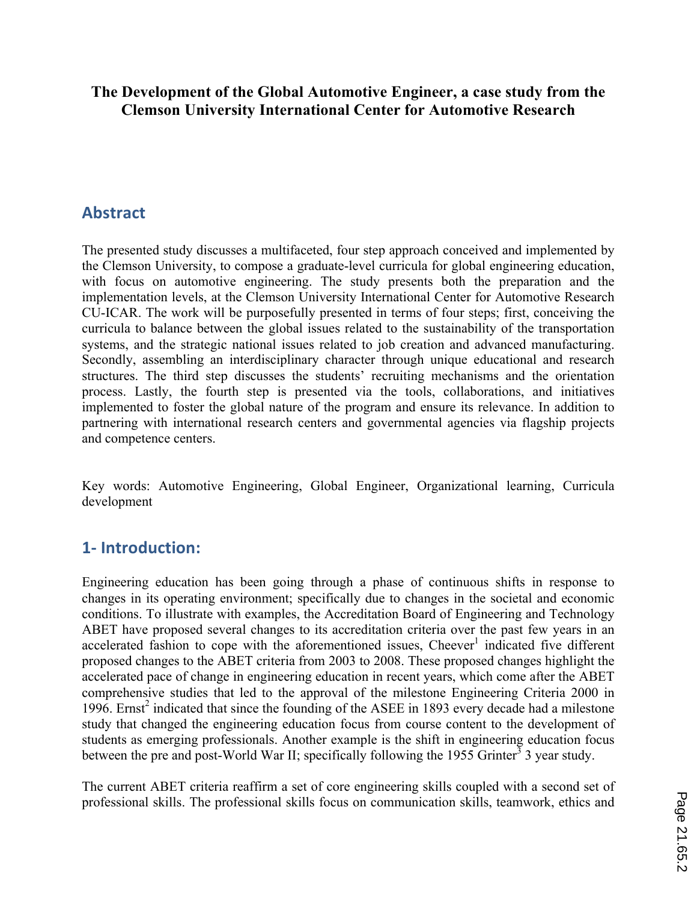# The Development of the Global Automotive Engineer, a case study from the Clemson University International Center for Automotive Research

## Abstract

The presented study discusses a multifaceted, four step approach conceived and implemented by the Clemson University, to compose a graduate-level curricula for global engineering education, with focus on automotive engineering. The study presents both the preparation and the implementation levels, at the Clemson University International Center for Automotive Research CU-ICAR. The work will be purposefully presented in terms of four steps; first, conceiving the curricula to balance between the global issues related to the sustainability of the transportation systems, and the strategic national issues related to job creation and advanced manufacturing. Secondly, assembling an interdisciplinary character through unique educational and research structures. The third step discusses the students' recruiting mechanisms and the orientation process. Lastly, the fourth step is presented via the tools, collaborations, and initiatives implemented to foster the global nature of the program and ensure its relevance. In addition to partnering with international research centers and governmental agencies via flagship projects and competence centers.

Key words: Automotive Engineering, Global Engineer, Organizational learning, Curricula development

## 1- Introduction:

Engineering education has been going through a phase of continuous shifts in response to changes in its operating environment; specifically due to changes in the societal and economic conditions. To illustrate with examples, the Accreditation Board of Engineering and Technology ABET have proposed several changes to its accreditation criteria over the past few years in an accelerated fashion to cope with the aforementioned issues, Cheever[1] indicated five different proposed changes to the ABET criteria from 2003 to 2008. These proposed changes highlight the accelerated pace of change in engineering education in recent years, which come after the ABET comprehensive studies that led to the approval of the milestone Engineering Criteria 2000 in 1996. Ernst[2] indicated that since the founding of the ASEE in 1893 every decade had a milestone study that changed the engineering education focus from course content to the development of students as emerging professionals. Another example is the shift in engineering education focus between the pre and post-World War II; specifically following the 1955 Grinter[3] 3 year study.

The current ABET criteria reaffirm a set of core engineering skills coupled with a second set of professional skills. The professional skills focus on communication skills, teamwork, ethics and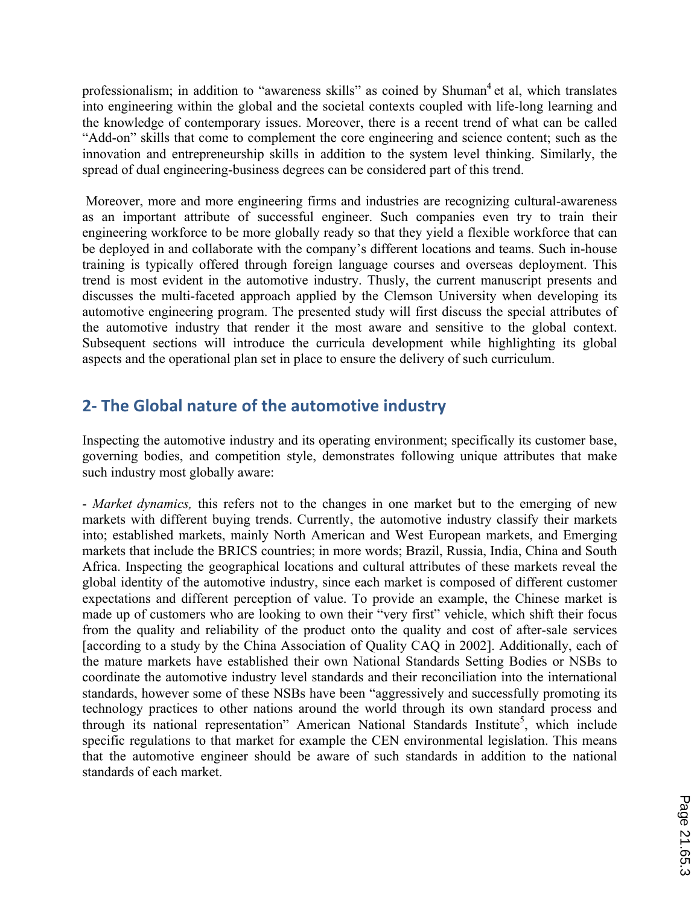professionalism; in addition to "awareness skills" as coined by Shuman[4] et al, which translates into engineering within the global and the societal contexts coupled with life-long learning and the knowledge of contemporary issues. Moreover, there is a recent trend of what can be called "Add-on" skills that come to complement the core engineering and science content; such as the innovation and entrepreneurship skills in addition to the system level thinking. Similarly, the spread of dual engineering-business degrees can be considered part of this trend.

Moreover, more and more engineering firms and industries are recognizing cultural-awareness as an important attribute of successful engineer. Such companies even try to train their engineering workforce to be more globally ready so that they yield a flexible workforce that can be deployed in and collaborate with the company's different locations and teams. Such in-house training is typically offered through foreign language courses and overseas deployment. This trend is most evident in the automotive industry. Thusly, the current manuscript presents and discusses the multi-faceted approach applied by the Clemson University when developing its automotive engineering program. The presented study will first discuss the special attributes of the automotive industry that render it the most aware and sensitive to the global context. Subsequent sections will introduce the curricula development while highlighting its global aspects and the operational plan set in place to ensure the delivery of such curriculum.

## 2- The Global nature of the automotive industry

Inspecting the automotive industry and its operating environment; specifically its customer base, governing bodies, and competition style, demonstrates following unique attributes that make such industry most globally aware:

- *Market dynamics,* this refers not to the changes in one market but to the emerging of new markets with different buying trends. Currently, the automotive industry classify their markets into; established markets, mainly North American and West European markets, and Emerging markets that include the BRICS countries; in more words; Brazil, Russia, India, China and South Africa. Inspecting the geographical locations and cultural attributes of these markets reveal the global identity of the automotive industry, since each market is composed of different customer expectations and different perception of value. To provide an example, the Chinese market is made up of customers who are looking to own their "very first" vehicle, which shift their focus from the quality and reliability of the product onto the quality and cost of after-sale services [according to a study by the China Association of Quality CAQ in 2002]. Additionally, each of the mature markets have established their own National Standards Setting Bodies or NSBs to coordinate the automotive industry level standards and their reconciliation into the international standards, however some of these NSBs have been "aggressively and successfully promoting its technology practices to other nations around the world through its own standard process and through its national representation" American National Standards Institute[5], which include specific regulations to that market for example the CEN environmental legislation. This means that the automotive engineer should be aware of such standards in addition to the national standards of each market.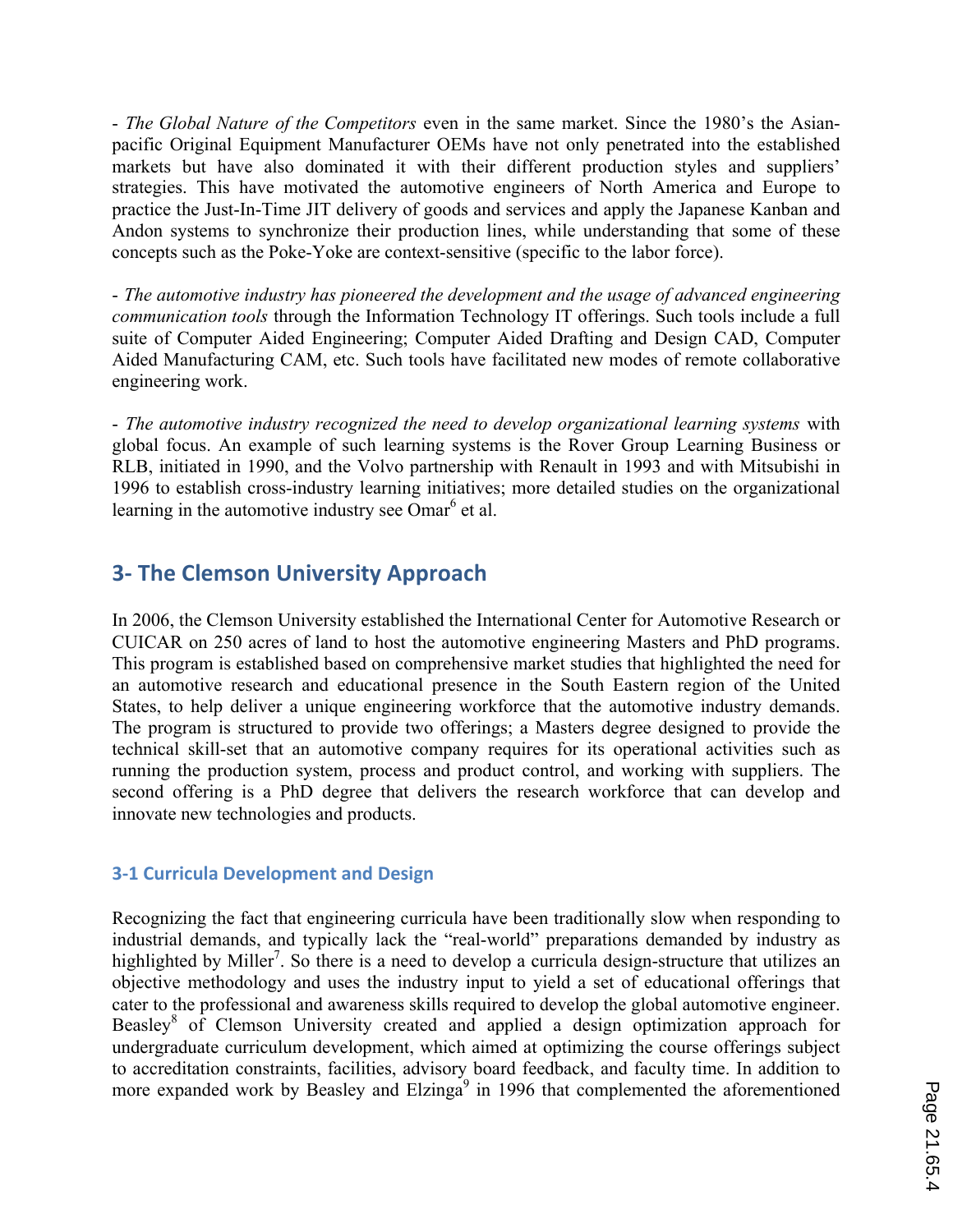- *The Global Nature of the Competitors* even in the same market. Since the 1980's the Asian-pacific Original Equipment Manufacturer OEMs have not only penetrated into the established markets but have also dominated it with their different production styles and suppliers' strategies. This have motivated the automotive engineers of North America and Europe to practice the Just-In-Time JIT delivery of goods and services and apply the Japanese Kanban and Andon systems to synchronize their production lines, while understanding that some of these concepts such as the Poke-Yoke are context-sensitive (specific to the labor force).

- *The automotive industry has pioneered the development and the usage of advanced engineering communication tools* through the Information Technology IT offerings. Such tools include a full suite of Computer Aided Engineering; Computer Aided Drafting and Design CAD, Computer Aided Manufacturing CAM, etc. Such tools have facilitated new modes of remote collaborative engineering work.

- *The automotive industry recognized the need to develop organizational learning systems* with global focus. An example of such learning systems is the Rover Group Learning Business or RLB, initiated in 1990, and the Volvo partnership with Renault in 1993 and with Mitsubishi in 1996 to establish cross-industry learning initiatives; more detailed studies on the organizational learning in the automotive industry see Omar[6] et al.

## 3- The Clemson University Approach

In 2006, the Clemson University established the International Center for Automotive Research or CUICAR on 250 acres of land to host the automotive engineering Masters and PhD programs. This program is established based on comprehensive market studies that highlighted the need for an automotive research and educational presence in the South Eastern region of the United States, to help deliver a unique engineering workforce that the automotive industry demands. The program is structured to provide two offerings; a Masters degree designed to provide the technical skill-set that an automotive company requires for its operational activities such as running the production system, process and product control, and working with suppliers. The second offering is a PhD degree that delivers the research workforce that can develop and innovate new technologies and products.

### 3-1 Curricula Development and Design

Recognizing the fact that engineering curricula have been traditionally slow when responding to industrial demands, and typically lack the "real-world" preparations demanded by industry as highlighted by Miller[7]. So there is a need to develop a curricula design-structure that utilizes an objective methodology and uses the industry input to yield a set of educational offerings that cater to the professional and awareness skills required to develop the global automotive engineer. Beasley[8] of Clemson University created and applied a design optimization approach for undergraduate curriculum development, which aimed at optimizing the course offerings subject to accreditation constraints, facilities, advisory board feedback, and faculty time. In addition to more expanded work by Beasley and Elzinga[9] in 1996 that complemented the aforementioned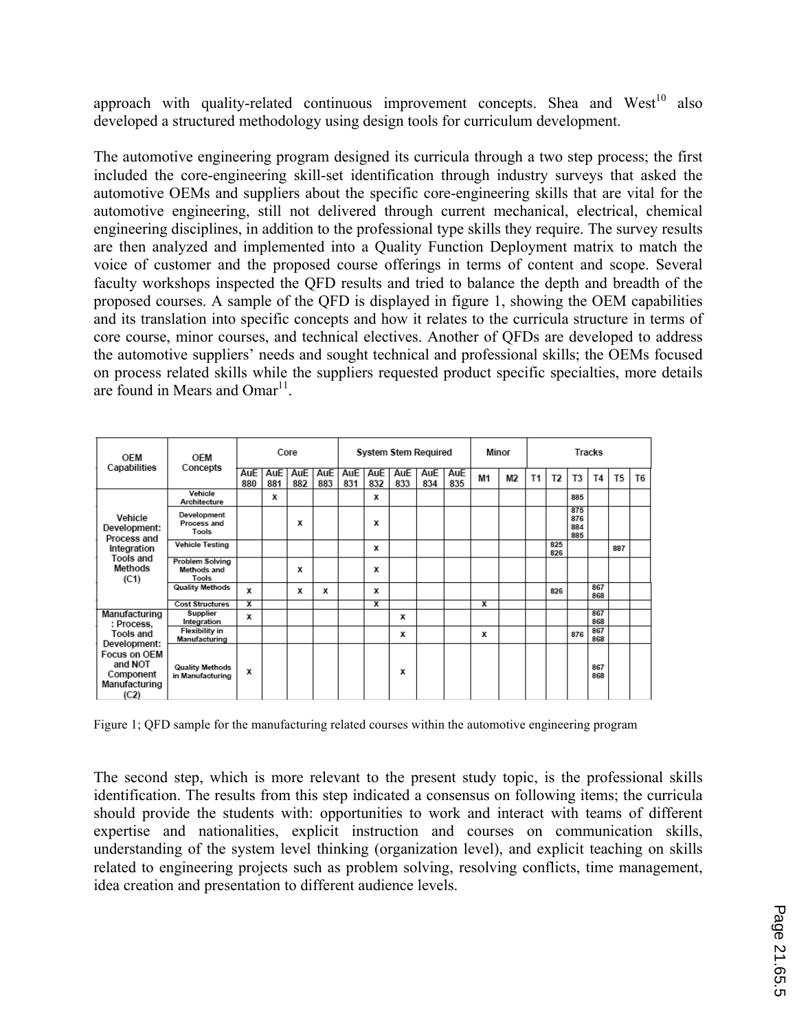approach with quality-related continuous improvement concepts. Shea and West[10] also developed a structured methodology using design tools for curriculum development.

The automotive engineering program designed its curricula through a two step process; the first included the core-engineering skill-set identification through industry surveys that asked the automotive OEMs and suppliers about the specific core-engineering skills that are vital for the automotive engineering, still not delivered through current mechanical, electrical, chemical engineering disciplines, in addition to the professional type skills they require. The survey results are then analyzed and implemented into a Quality Function Deployment matrix to match the voice of customer and the proposed course offerings in terms of content and scope. Several faculty workshops inspected the QFD results and tried to balance the depth and breadth of the proposed courses. A sample of the QFD is displayed in figure 1, showing the OEM capabilities and its translation into specific concepts and how it relates to the curricula structure in terms of core course, minor courses, and technical electives. Another of QFDs are developed to address the automotive suppliers' needs and sought technical and professional skills; the OEMs focused on process related skills while the suppliers requested product specific specialties, more details are found in Mears and Omar[11].

| OEM Capabilities | OEM Concepts | Core | | | | System Stem Required | | | | | Minor | | Tracks | | | | | |
|---|---|---|---|---|---|---|---|---|---|---|---|---|---|---|---|---|---|---|
| | | AuE 880 | AuE 881 | AuE 882 | AuE 883 | AuE 831 | AuE 832 | AuE 833 | AuE 834 | AuE 835 | M1 | M2 | T1 | T2 | T3 | T4 | T5 | T6 |
| Vehicle Development: Process and Integration Tools and Methods (C1) | Vehicle Architecture | | x | | | | x | | | | | | | | 885 | | | |
| | Development Process and Tools | | | x | | | x | | | | | | | | 875 876 884 885 | | | |
| | Vehicle Testing | | | | | | x | | | | | | | 825 826 | | | 887 | |
| | Problem Solving Methods and Tools | | | x | | | x | | | | | | | | | | | |
| | Quality Methods | x | | x | x | | x | | | | | | | 826 | | 867 868 | | |
| | Cost Structures | X | | | | | X | | | | X | | | | | | | |
| Manufacturing: Process, Tools and Development: Focus on OEM and NOT Component Manufacturing (C2) | Supplier Integration | x | | | | | | x | | | | | | | | 867 868 | | |
| | Flexibility in Manufacturing | | | | | | | x | | | x | | | | 876 | 867 868 | | |
| | Quality Methods in Manufacturing | x | | | | | | x | | | | | | | | 867 868 | | |

Figure 1; QFD sample for the manufacturing related courses within the automotive engineering program

The second step, which is more relevant to the present study topic, is the professional skills identification. The results from this step indicated a consensus on following items; the curricula should provide the students with: opportunities to work and interact with teams of different expertise and nationalities, explicit instruction and courses on communication skills, understanding of the system level thinking (organization level), and explicit teaching on skills related to engineering projects such as problem solving, resolving conflicts, time management, idea creation and presentation to different audience levels.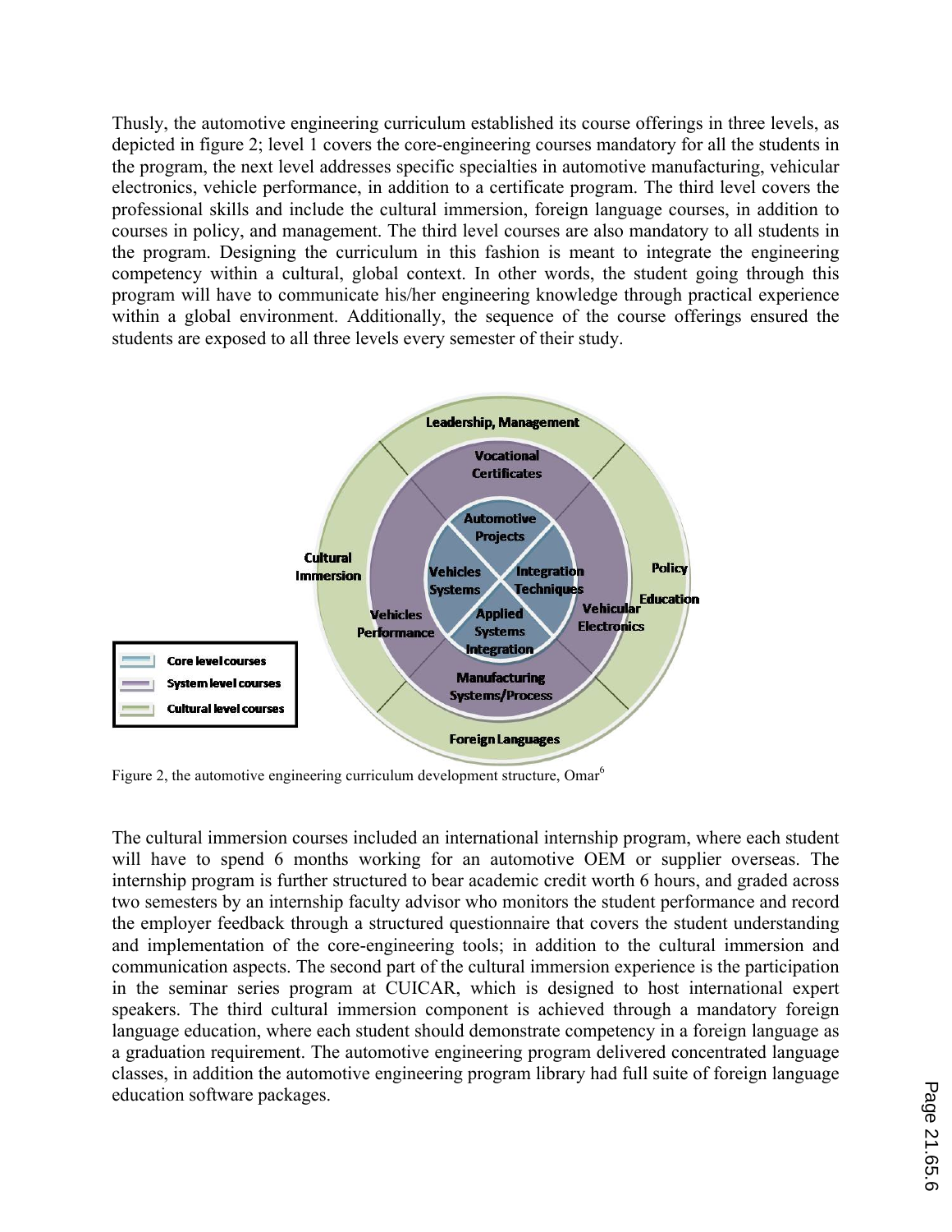Thusly, the automotive engineering curriculum established its course offerings in three levels, as depicted in figure 2; level 1 covers the core-engineering courses mandatory for all the students in the program, the next level addresses specific specialties in automotive manufacturing, vehicular electronics, vehicle performance, in addition to a certificate program. The third level covers the professional skills and include the cultural immersion, foreign language courses, in addition to courses in policy, and management. The third level courses are also mandatory to all students in the program. Designing the curriculum in this fashion is meant to integrate the engineering competency within a cultural, global context. In other words, the student going through this program will have to communicate his/her engineering knowledge through practical experience within a global environment. Additionally, the sequence of the course offerings ensured the students are exposed to all three levels every semester of their study.

Figure 2, the automotive engineering curriculum development structure, Omar[6]

The cultural immersion courses included an international internship program, where each student will have to spend 6 months working for an automotive OEM or supplier overseas. The internship program is further structured to bear academic credit worth 6 hours, and graded across two semesters by an internship faculty advisor who monitors the student performance and record the employer feedback through a structured questionnaire that covers the student understanding and implementation of the core-engineering tools; in addition to the cultural immersion and communication aspects. The second part of the cultural immersion experience is the participation in the seminar series program at CUICAR, which is designed to host international expert speakers. The third cultural immersion component is achieved through a mandatory foreign language education, where each student should demonstrate competency in a foreign language as a graduation requirement. The automotive engineering program delivered concentrated language classes, in addition the automotive engineering program library had full suite of foreign language education software packages.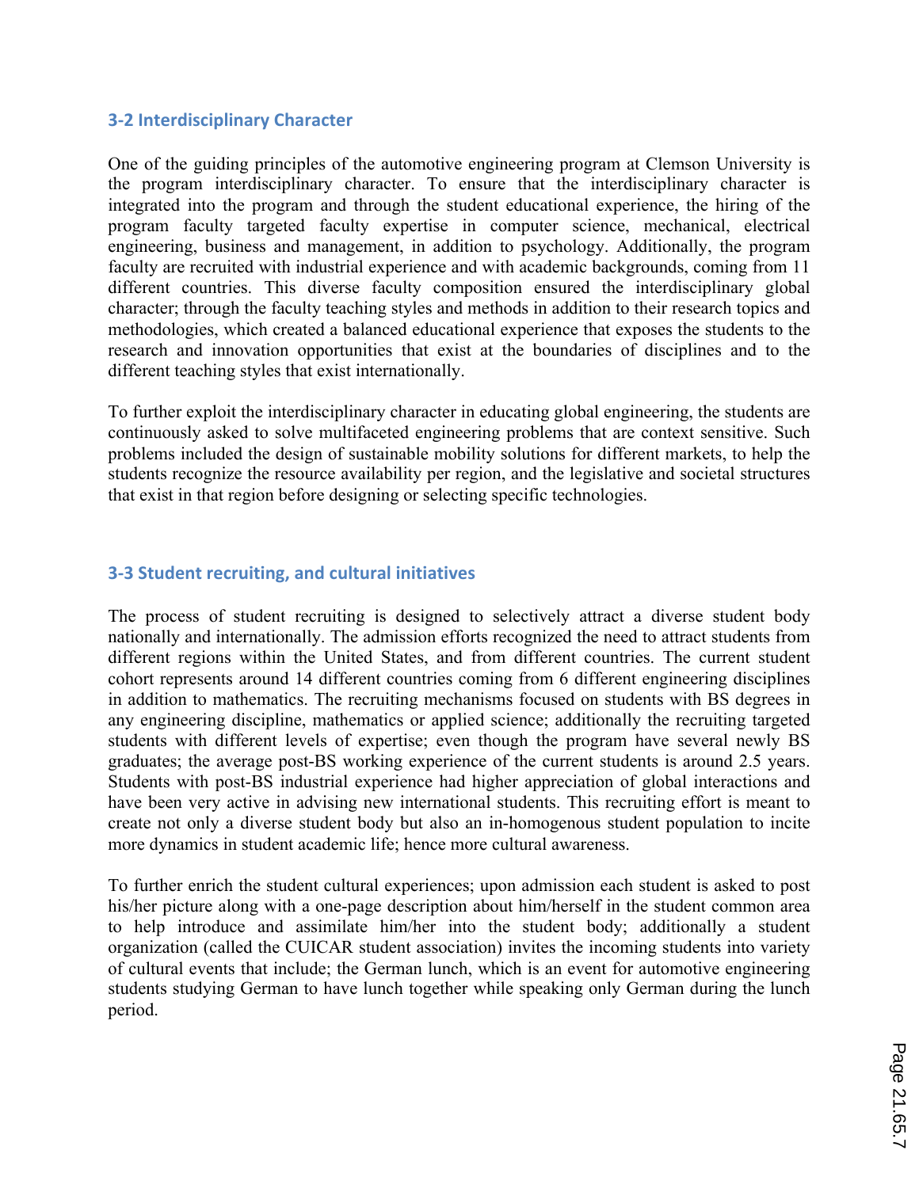### 3-2 Interdisciplinary Character

One of the guiding principles of the automotive engineering program at Clemson University is the program interdisciplinary character. To ensure that the interdisciplinary character is integrated into the program and through the student educational experience, the hiring of the program faculty targeted faculty expertise in computer science, mechanical, electrical engineering, business and management, in addition to psychology. Additionally, the program faculty are recruited with industrial experience and with academic backgrounds, coming from 11 different countries. This diverse faculty composition ensured the interdisciplinary global character; through the faculty teaching styles and methods in addition to their research topics and methodologies, which created a balanced educational experience that exposes the students to the research and innovation opportunities that exist at the boundaries of disciplines and to the different teaching styles that exist internationally.

To further exploit the interdisciplinary character in educating global engineering, the students are continuously asked to solve multifaceted engineering problems that are context sensitive. Such problems included the design of sustainable mobility solutions for different markets, to help the students recognize the resource availability per region, and the legislative and societal structures that exist in that region before designing or selecting specific technologies.

### 3-3 Student recruiting, and cultural initiatives

The process of student recruiting is designed to selectively attract a diverse student body nationally and internationally. The admission efforts recognized the need to attract students from different regions within the United States, and from different countries. The current student cohort represents around 14 different countries coming from 6 different engineering disciplines in addition to mathematics. The recruiting mechanisms focused on students with BS degrees in any engineering discipline, mathematics or applied science; additionally the recruiting targeted students with different levels of expertise; even though the program have several newly BS graduates; the average post-BS working experience of the current students is around 2.5 years. Students with post-BS industrial experience had higher appreciation of global interactions and have been very active in advising new international students. This recruiting effort is meant to create not only a diverse student body but also an in-homogenous student population to incite more dynamics in student academic life; hence more cultural awareness.

To further enrich the student cultural experiences; upon admission each student is asked to post his/her picture along with a one-page description about him/herself in the student common area to help introduce and assimilate him/her into the student body; additionally a student organization (called the CUICAR student association) invites the incoming students into variety of cultural events that include; the German lunch, which is an event for automotive engineering students studying German to have lunch together while speaking only German during the lunch period.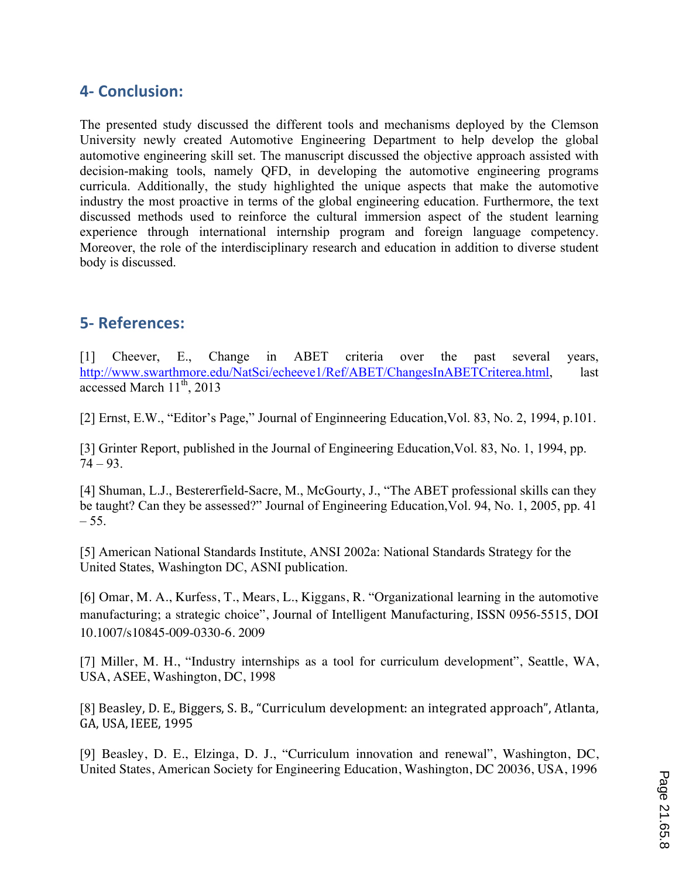## 4- Conclusion:

The presented study discussed the different tools and mechanisms deployed by the Clemson University newly created Automotive Engineering Department to help develop the global automotive engineering skill set. The manuscript discussed the objective approach assisted with decision-making tools, namely QFD, in developing the automotive engineering programs curricula. Additionally, the study highlighted the unique aspects that make the automotive industry the most proactive in terms of the global engineering education. Furthermore, the text discussed methods used to reinforce the cultural immersion aspect of the student learning experience through international internship program and foreign language competency. Moreover, the role of the interdisciplinary research and education in addition to diverse student body is discussed.

## 5- References:

[1] Cheever, E., Change in ABET criteria over the past several years, http://www.swarthmore.edu/NatSci/echeeve1/Ref/ABET/ChangesInABETCriterea.html, last accessed March 11th, 2013

[2] Ernst, E.W., "Editor's Page," Journal of Enginneering Education,Vol. 83, No. 2, 1994, p.101.

[3] Grinter Report, published in the Journal of Engineering Education,Vol. 83, No. 1, 1994, pp. 74 – 93.

[4] Shuman, L.J., Bestererfield-Sacre, M., McGourty, J., "The ABET professional skills can they be taught? Can they be assessed?" Journal of Engineering Education,Vol. 94, No. 1, 2005, pp. 41 – 55.

[5] American National Standards Institute, ANSI 2002a: National Standards Strategy for the United States, Washington DC, ASNI publication.

[6] Omar, M. A., Kurfess, T., Mears, L., Kiggans, R. "Organizational learning in the automotive manufacturing; a strategic choice", Journal of Intelligent Manufacturing, ISSN 0956-5515, DOI 10.1007/s10845-009-0330-6. 2009

[7] Miller, M. H., "Industry internships as a tool for curriculum development", Seattle, WA, USA, ASEE, Washington, DC, 1998

[8] Beasley, D. E., Biggers, S. B., "Curriculum development: an integrated approach", Atlanta, GA, USA, IEEE, 1995

[9] Beasley, D. E., Elzinga, D. J., "Curriculum innovation and renewal", Washington, DC, United States, American Society for Engineering Education, Washington, DC 20036, USA, 1996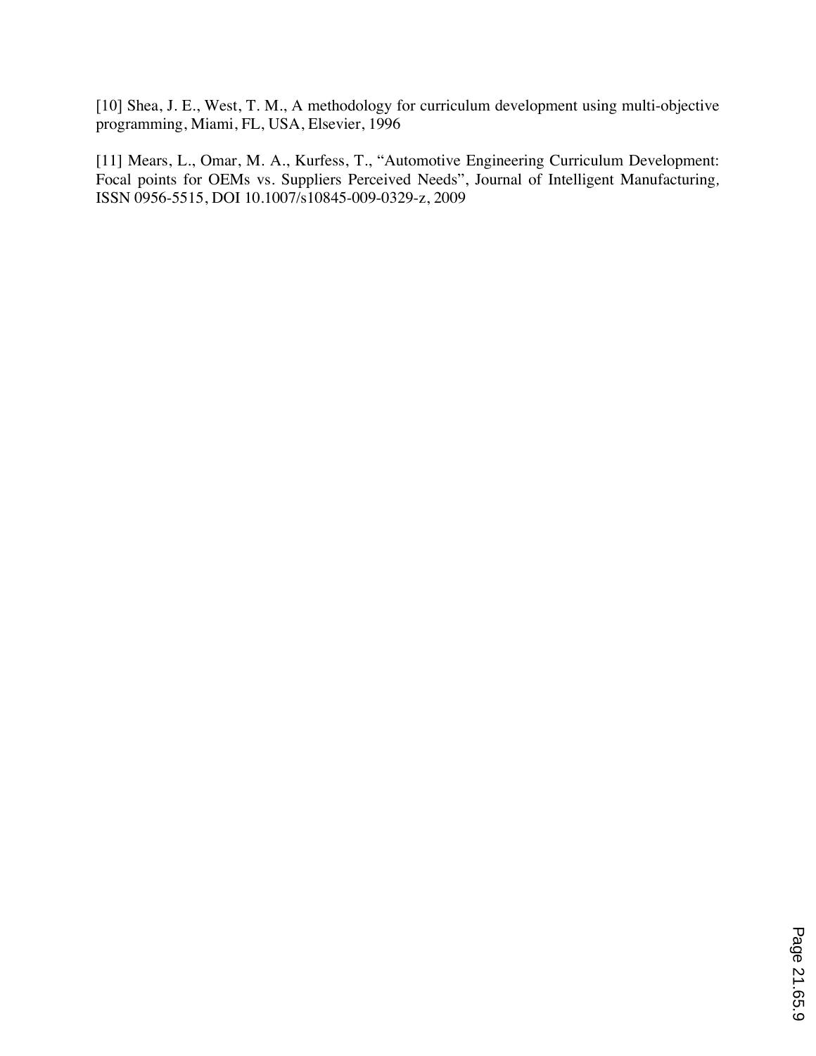[10] Shea, J. E., West, T. M., A methodology for curriculum development using multi-objective programming, Miami, FL, USA, Elsevier, 1996

[11] Mears, L., Omar, M. A., Kurfess, T., "Automotive Engineering Curriculum Development: Focal points for OEMs vs. Suppliers Perceived Needs", Journal of Intelligent Manufacturing, ISSN 0956-5515, DOI 10.1007/s10845-009-0329-z, 2009